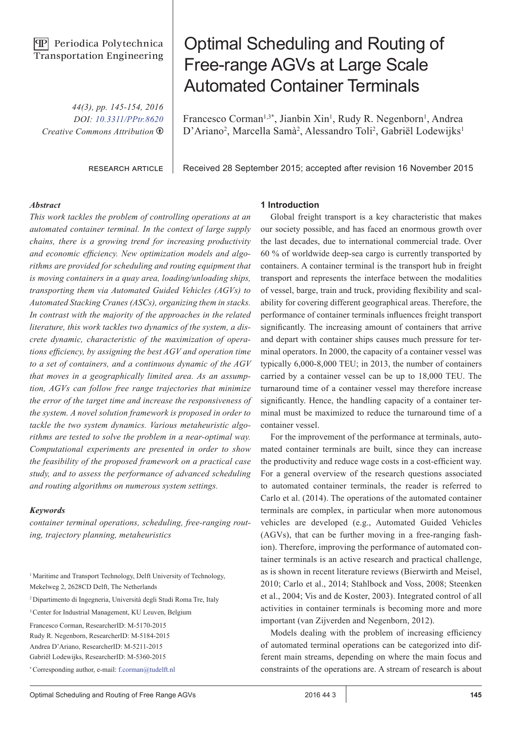Periodica Polytechnica Transportation Engineering

44(3), pp. 145-154, 2016
DOI: 10.3311/PPtr.8620
Creative Commons Attribution

RESEARCH ARTICLE

# Optimal Scheduling and Routing of Free-range AGVs at Large Scale Automated Container Terminals

Francesco Corman[1,3*], Jianbin Xin[1], Rudy R. Negenborn[1], Andrea D'Ariano[2], Marcella Samà[2], Alessandro Toli[2], Gabriël Lodewijks[1]

Received 28 September 2015; accepted after revision 16 November 2015

### *Abstract*

*This work tackles the problem of controlling operations at an automated container terminal. In the context of large supply chains, there is a growing trend for increasing productivity and economic efficiency. New optimization models and algorithms are provided for scheduling and routing equipment that is moving containers in a quay area, loading/unloading ships, transporting them via Automated Guided Vehicles (AGVs) to Automated Stacking Cranes (ASCs), organizing them in stacks. In contrast with the majority of the approaches in the related literature, this work tackles two dynamics of the system, a discrete dynamic, characteristic of the maximization of operations efficiency, by assigning the best AGV and operation time to a set of containers, and a continuous dynamic of the AGV that moves in a geographically limited area. As an assumption, AGVs can follow free range trajectories that minimize the error of the target time and increase the responsiveness of the system. A novel solution framework is proposed in order to tackle the two system dynamics. Various metaheuristic algorithms are tested to solve the problem in a near-optimal way. Computational experiments are presented in order to show the feasibility of the proposed framework on a practical case study, and to assess the performance of advanced scheduling and routing algorithms on numerous system settings.*

### *Keywords*

*container terminal operations, scheduling, free-ranging routing, trajectory planning, metaheuristics*

[1] Maritime and Transport Technology, Delft University of Technology, Mekelweg 2, 2628CD Delft, The Netherlands

[2] Dipartimento di Ingegneria, Università degli Studi Roma Tre, Italy

[3] Center for Industrial Management, KU Leuven, Belgium

Francesco Corman, ResearcherID: M-5170-2015
Rudy R. Negenborn, ResearcherID: M-5184-2015
Andrea D'Ariano, ResearcherID: M-5211-2015
Gabriël Lodewijks, ResearcherID: M-5360-2015

[*] Corresponding author, e-mail: f.corman@tudelft.nl

## 1 Introduction

Global freight transport is a key characteristic that makes our society possible, and has faced an enormous growth over the last decades, due to international commercial trade. Over 60 % of worldwide deep-sea cargo is currently transported by containers. A container terminal is the transport hub in freight transport and represents the interface between the modalities of vessel, barge, train and truck, providing flexibility and scalability for covering different geographical areas. Therefore, the performance of container terminals influences freight transport significantly. The increasing amount of containers that arrive and depart with container ships causes much pressure for terminal operators. In 2000, the capacity of a container vessel was typically 6,000-8,000 TEU; in 2013, the number of containers carried by a container vessel can be up to 18,000 TEU. The turnaround time of a container vessel may therefore increase significantly. Hence, the handling capacity of a container terminal must be maximized to reduce the turnaround time of a container vessel.

For the improvement of the performance at terminals, automated container terminals are built, since they can increase the productivity and reduce wage costs in a cost-efficient way. For a general overview of the research questions associated to automated container terminals, the reader is referred to Carlo et al. (2014). The operations of the automated container terminals are complex, in particular when more autonomous vehicles are developed (e.g., Automated Guided Vehicles (AGVs), that can be further moving in a free-ranging fashion). Therefore, improving the performance of automated container terminals is an active research and practical challenge, as is shown in recent literature reviews (Bierwirth and Meisel, 2010; Carlo et al., 2014; Stahlbock and Voss, 2008; Steenken et al., 2004; Vis and de Koster, 2003). Integrated control of all activities in container terminals is becoming more and more important (van Zijverden and Negenborn, 2012).

Models dealing with the problem of increasing efficiency of automated terminal operations can be categorized into different main streams, depending on where the main focus and constraints of the operations are. A stream of research is about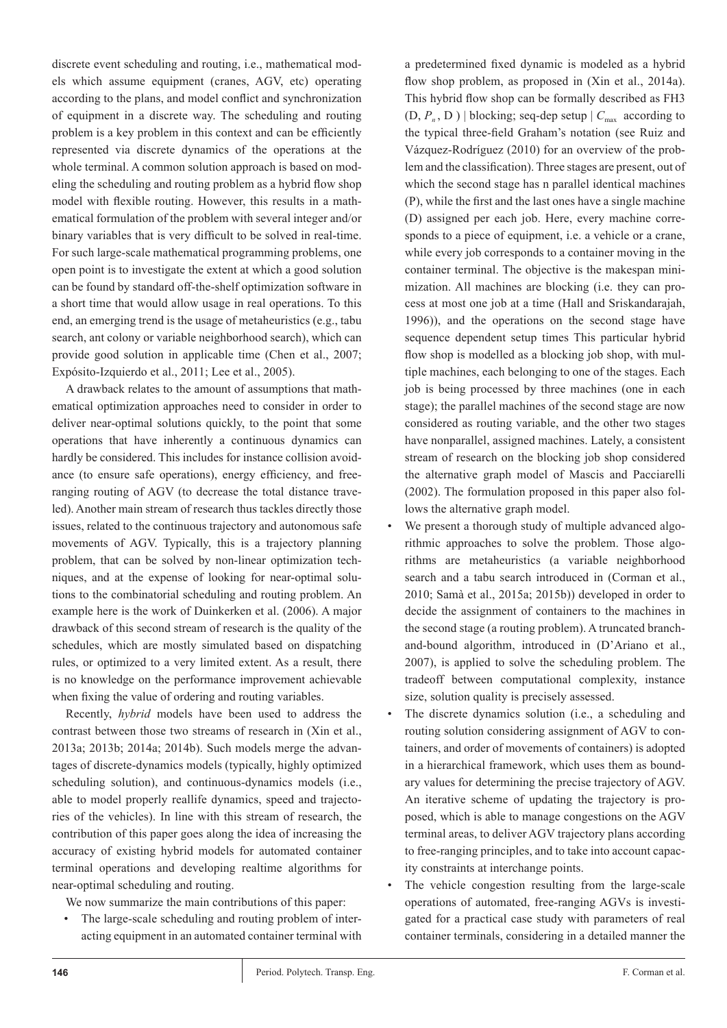discrete event scheduling and routing, i.e., mathematical models which assume equipment (cranes, AGV, etc) operating according to the plans, and model conflict and synchronization of equipment in a discrete way. The scheduling and routing problem is a key problem in this context and can be efficiently represented via discrete dynamics of the operations at the whole terminal. A common solution approach is based on modeling the scheduling and routing problem as a hybrid flow shop model with flexible routing. However, this results in a mathematical formulation of the problem with several integer and/or binary variables that is very difficult to be solved in real-time. For such large-scale mathematical programming problems, one open point is to investigate the extent at which a good solution can be found by standard off-the-shelf optimization software in a short time that would allow usage in real operations. To this end, an emerging trend is the usage of metaheuristics (e.g., tabu search, ant colony or variable neighborhood search), which can provide good solution in applicable time (Chen et al., 2007; Expósito-Izquierdo et al., 2011; Lee et al., 2005).

A drawback relates to the amount of assumptions that mathematical optimization approaches need to consider in order to deliver near-optimal solutions quickly, to the point that some operations that have inherently a continuous dynamics can hardly be considered. This includes for instance collision avoidance (to ensure safe operations), energy efficiency, and free-ranging routing of AGV (to decrease the total distance traveled). Another main stream of research thus tackles directly those issues, related to the continuous trajectory and autonomous safe movements of AGV. Typically, this is a trajectory planning problem, that can be solved by non-linear optimization techniques, and at the expense of looking for near-optimal solutions to the combinatorial scheduling and routing problem. An example here is the work of Duinkerken et al. (2006). A major drawback of this second stream of research is the quality of the schedules, which are mostly simulated based on dispatching rules, or optimized to a very limited extent. As a result, there is no knowledge on the performance improvement achievable when fixing the value of ordering and routing variables.

Recently, *hybrid* models have been used to address the contrast between those two streams of research in (Xin et al., 2013a; 2013b; 2014a; 2014b). Such models merge the advantages of discrete-dynamics models (typically, highly optimized scheduling solution), and continuous-dynamics models (i.e., able to model properly reallife dynamics, speed and trajectories of the vehicles). In line with this stream of research, the contribution of this paper goes along the idea of increasing the accuracy of existing hybrid models for automated container terminal operations and developing realtime algorithms for near-optimal scheduling and routing.

We now summarize the main contributions of this paper:

- The large-scale scheduling and routing problem of interacting equipment in an automated container terminal with a predetermined fixed dynamic is modeled as a hybrid flow shop problem, as proposed in (Xin et al., 2014a). This hybrid flow shop can be formally described as FH3 (D, $P_n$, D ) | blocking; seq-dep setup | $C_{\max}$ according to the typical three-field Graham's notation (see Ruiz and Vázquez-Rodríguez (2010) for an overview of the problem and the classification). Three stages are present, out of which the second stage has n parallel identical machines (P), while the first and the last ones have a single machine (D) assigned per each job. Here, every machine corresponds to a piece of equipment, i.e. a vehicle or a crane, while every job corresponds to a container moving in the container terminal. The objective is the makespan minimization. All machines are blocking (i.e. they can process at most one job at a time (Hall and Sriskandarajah, 1996)), and the operations on the second stage have sequence dependent setup times This particular hybrid flow shop is modelled as a blocking job shop, with multiple machines, each belonging to one of the stages. Each job is being processed by three machines (one in each stage); the parallel machines of the second stage are now considered as routing variable, and the other two stages have nonparallel, assigned machines. Lately, a consistent stream of research on the blocking job shop considered the alternative graph model of Mascis and Pacciarelli (2002). The formulation proposed in this paper also follows the alternative graph model.
- We present a thorough study of multiple advanced algorithmic approaches to solve the problem. Those algorithms are metaheuristics (a variable neighborhood search and a tabu search introduced in (Corman et al., 2010; Samà et al., 2015a; 2015b)) developed in order to decide the assignment of containers to the machines in the second stage (a routing problem). A truncated branch-and-bound algorithm, introduced in (D'Ariano et al., 2007), is applied to solve the scheduling problem. The tradeoff between computational complexity, instance size, solution quality is precisely assessed.
- The discrete dynamics solution (i.e., a scheduling and routing solution considering assignment of AGV to containers, and order of movements of containers) is adopted in a hierarchical framework, which uses them as boundary values for determining the precise trajectory of AGV. An iterative scheme of updating the trajectory is proposed, which is able to manage congestions on the AGV terminal areas, to deliver AGV trajectory plans according to free-ranging principles, and to take into account capacity constraints at interchange points.
- The vehicle congestion resulting from the large-scale operations of automated, free-ranging AGVs is investigated for a practical case study with parameters of real container terminals, considering in a detailed manner the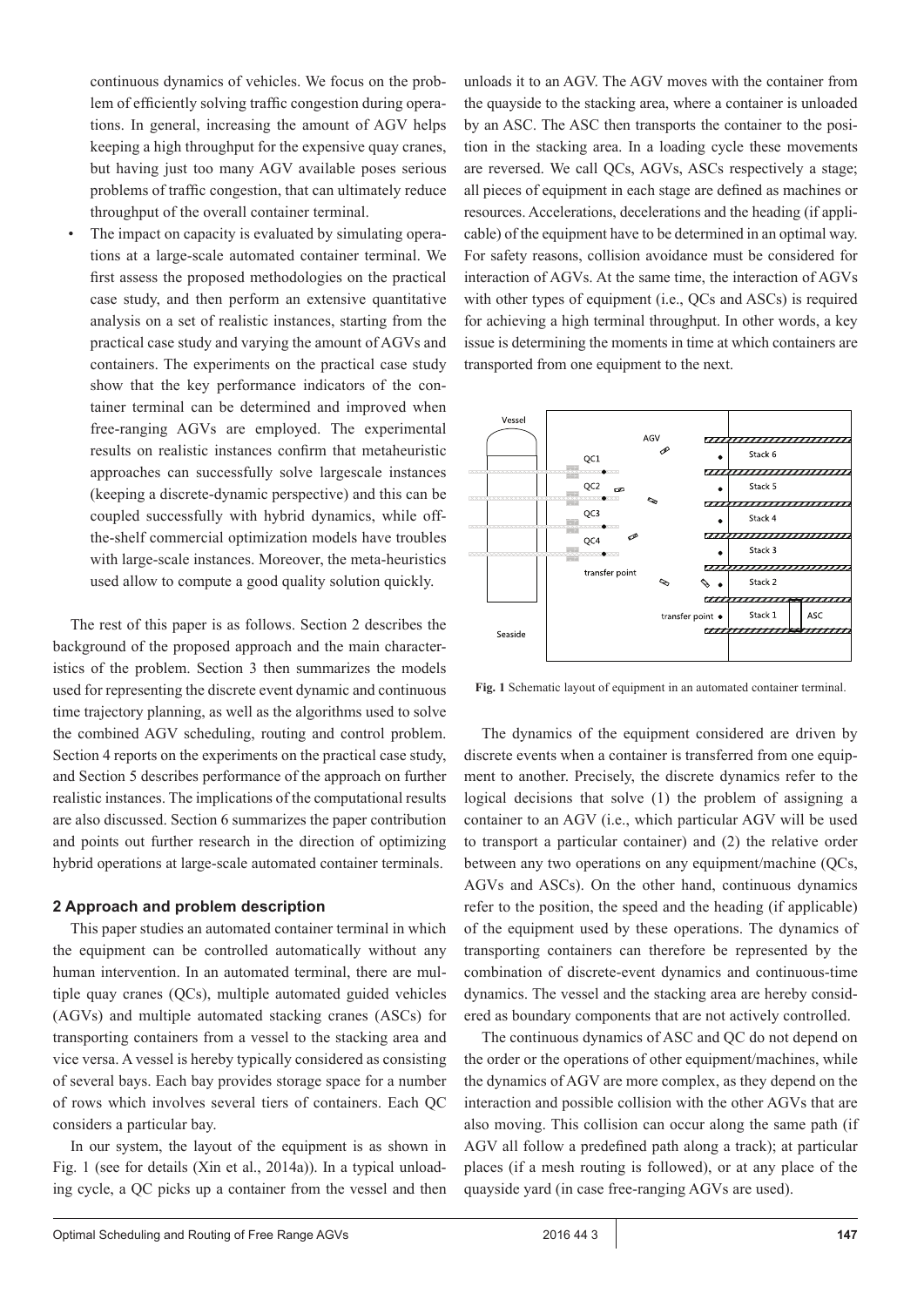continuous dynamics of vehicles. We focus on the problem of efficiently solving traffic congestion during operations. In general, increasing the amount of AGV helps keeping a high throughput for the expensive quay cranes, but having just too many AGV available poses serious problems of traffic congestion, that can ultimately reduce throughput of the overall container terminal.

- The impact on capacity is evaluated by simulating operations at a large-scale automated container terminal. We first assess the proposed methodologies on the practical case study, and then perform an extensive quantitative analysis on a set of realistic instances, starting from the practical case study and varying the amount of AGVs and containers. The experiments on the practical case study show that the key performance indicators of the container terminal can be determined and improved when free-ranging AGVs are employed. The experimental results on realistic instances confirm that metaheuristic approaches can successfully solve largescale instances (keeping a discrete-dynamic perspective) and this can be coupled successfully with hybrid dynamics, while off-the-shelf commercial optimization models have troubles with large-scale instances. Moreover, the meta-heuristics used allow to compute a good quality solution quickly.

The rest of this paper is as follows. Section 2 describes the background of the proposed approach and the main characteristics of the problem. Section 3 then summarizes the models used for representing the discrete event dynamic and continuous time trajectory planning, as well as the algorithms used to solve the combined AGV scheduling, routing and control problem. Section 4 reports on the experiments on the practical case study, and Section 5 describes performance of the approach on further realistic instances. The implications of the computational results are also discussed. Section 6 summarizes the paper contribution and points out further research in the direction of optimizing hybrid operations at large-scale automated container terminals.

## 2 Approach and problem description

This paper studies an automated container terminal in which the equipment can be controlled automatically without any human intervention. In an automated terminal, there are multiple quay cranes (QCs), multiple automated guided vehicles (AGVs) and multiple automated stacking cranes (ASCs) for transporting containers from a vessel to the stacking area and vice versa. A vessel is hereby typically considered as consisting of several bays. Each bay provides storage space for a number of rows which involves several tiers of containers. Each QC considers a particular bay.

In our system, the layout of the equipment is as shown in Fig. 1 (see for details (Xin et al., 2014a)). In a typical unloading cycle, a QC picks up a container from the vessel and then unloads it to an AGV. The AGV moves with the container from the quayside to the stacking area, where a container is unloaded by an ASC. The ASC then transports the container to the position in the stacking area. In a loading cycle these movements are reversed. We call QCs, AGVs, ASCs respectively a stage; all pieces of equipment in each stage are defined as machines or resources. Accelerations, decelerations and the heading (if applicable) of the equipment have to be determined in an optimal way. For safety reasons, collision avoidance must be considered for interaction of AGVs. At the same time, the interaction of AGVs with other types of equipment (i.e., QCs and ASCs) is required for achieving a high terminal throughput. In other words, a key issue is determining the moments in time at which containers are transported from one equipment to the next.

Vessel
AGV
QC1
QC2
QC3
QC4
transfer point
transfer point
Stack 6
Stack 5
Stack 4
Stack 3
Stack 2
Stack 1
ASC
Seaside

**Fig. 1** Schematic layout of equipment in an automated container terminal.

The dynamics of the equipment considered are driven by discrete events when a container is transferred from one equipment to another. Precisely, the discrete dynamics refer to the logical decisions that solve (1) the problem of assigning a container to an AGV (i.e., which particular AGV will be used to transport a particular container) and (2) the relative order between any two operations on any equipment/machine (QCs, AGVs and ASCs). On the other hand, continuous dynamics refer to the position, the speed and the heading (if applicable) of the equipment used by these operations. The dynamics of transporting containers can therefore be represented by the combination of discrete-event dynamics and continuous-time dynamics. The vessel and the stacking area are hereby considered as boundary components that are not actively controlled.

The continuous dynamics of ASC and QC do not depend on the order or the operations of other equipment/machines, while the dynamics of AGV are more complex, as they depend on the interaction and possible collision with the other AGVs that are also moving. This collision can occur along the same path (if AGV all follow a predefined path along a track); at particular places (if a mesh routing is followed), or at any place of the quayside yard (in case free-ranging AGVs are used).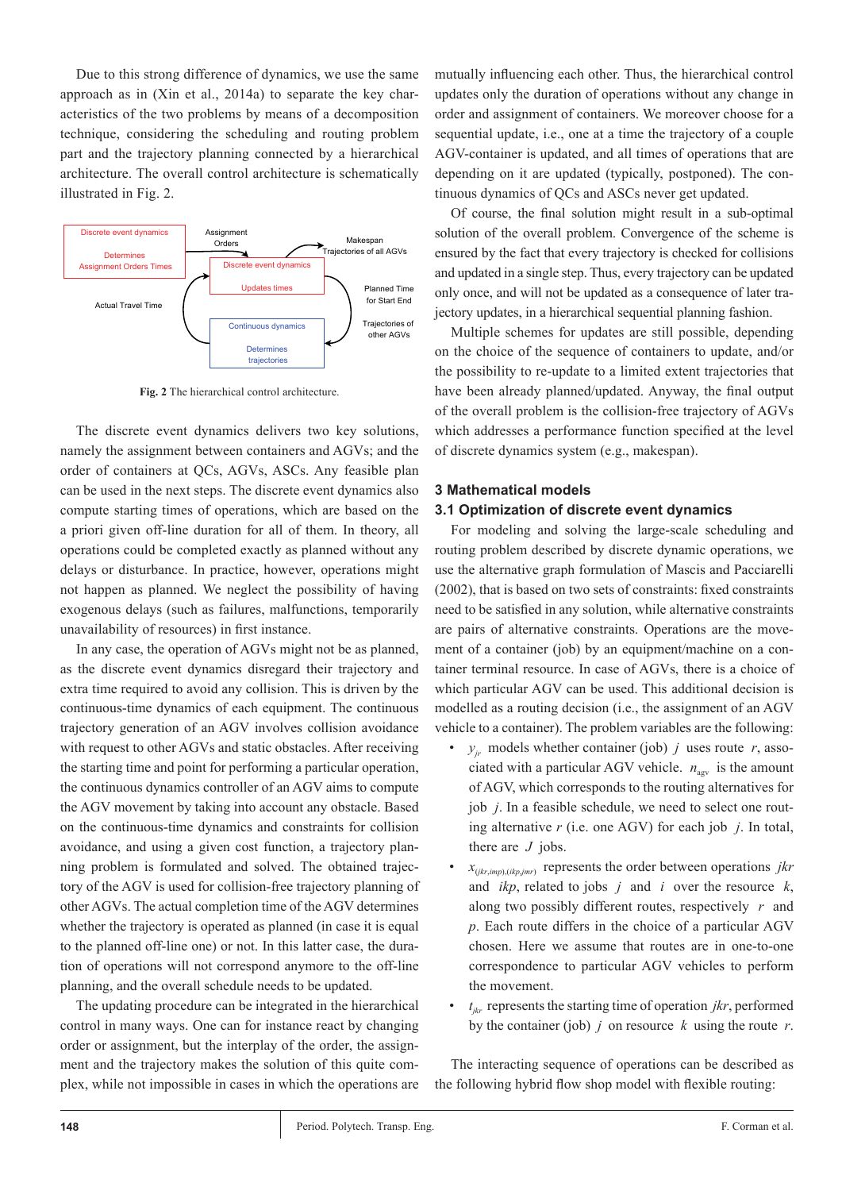Due to this strong difference of dynamics, we use the same approach as in (Xin et al., 2014a) to separate the key characteristics of the two problems by means of a decomposition technique, considering the scheduling and routing problem part and the trajectory planning connected by a hierarchical architecture. The overall control architecture is schematically illustrated in Fig. 2.

Discrete event dynamics

Determines Assignment Orders Times

Assignment Orders

Discrete event dynamics

Updates times

Makespan Trajectories of all AGVs

Actual Travel Time

Planned Time for Start End

Trajectories of other AGVs

Continuous dynamics

Determines trajectories

**Fig. 2** The hierarchical control architecture.

The discrete event dynamics delivers two key solutions, namely the assignment between containers and AGVs; and the order of containers at QCs, AGVs, ASCs. Any feasible plan can be used in the next steps. The discrete event dynamics also compute starting times of operations, which are based on the a priori given off-line duration for all of them. In theory, all operations could be completed exactly as planned without any delays or disturbance. In practice, however, operations might not happen as planned. We neglect the possibility of having exogenous delays (such as failures, malfunctions, temporarily unavailability of resources) in first instance.

In any case, the operation of AGVs might not be as planned, as the discrete event dynamics disregard their trajectory and extra time required to avoid any collision. This is driven by the continuous-time dynamics of each equipment. The continuous trajectory generation of an AGV involves collision avoidance with request to other AGVs and static obstacles. After receiving the starting time and point for performing a particular operation, the continuous dynamics controller of an AGV aims to compute the AGV movement by taking into account any obstacle. Based on the continuous-time dynamics and constraints for collision avoidance, and using a given cost function, a trajectory planning problem is formulated and solved. The obtained trajectory of the AGV is used for collision-free trajectory planning of other AGVs. The actual completion time of the AGV determines whether the trajectory is operated as planned (in case it is equal to the planned off-line one) or not. In this latter case, the duration of operations will not correspond anymore to the off-line planning, and the overall schedule needs to be updated.

The updating procedure can be integrated in the hierarchical control in many ways. One can for instance react by changing order or assignment, but the interplay of the order, the assignment and the trajectory makes the solution of this quite complex, while not impossible in cases in which the operations are mutually influencing each other. Thus, the hierarchical control updates only the duration of operations without any change in order and assignment of containers. We moreover choose for a sequential update, i.e., one at a time the trajectory of a couple AGV-container is updated, and all times of operations that are depending on it are updated (typically, postponed). The continuous dynamics of QCs and ASCs never get updated.

Of course, the final solution might result in a sub-optimal solution of the overall problem. Convergence of the scheme is ensured by the fact that every trajectory is checked for collisions and updated in a single step. Thus, every trajectory can be updated only once, and will not be updated as a consequence of later trajectory updates, in a hierarchical sequential planning fashion.

Multiple schemes for updates are still possible, depending on the choice of the sequence of containers to update, and/or the possibility to re-update to a limited extent trajectories that have been already planned/updated. Anyway, the final output of the overall problem is the collision-free trajectory of AGVs which addresses a performance function specified at the level of discrete dynamics system (e.g., makespan).

## 3 Mathematical models

### 3.1 Optimization of discrete event dynamics

For modeling and solving the large-scale scheduling and routing problem described by discrete dynamic operations, we use the alternative graph formulation of Mascis and Pacciarelli (2002), that is based on two sets of constraints: fixed constraints need to be satisfied in any solution, while alternative constraints are pairs of alternative constraints. Operations are the movement of a container (job) by an equipment/machine on a container terminal resource. In case of AGVs, there is a choice of which particular AGV can be used. This additional decision is modelled as a routing decision (i.e., the assignment of an AGV vehicle to a container). The problem variables are the following:

- $y_{jr}$ models whether container (job) $j$ uses route $r$, associated with a particular AGV vehicle. $n_{agv}$ is the amount of AGV, which corresponds to the routing alternatives for job $j$. In a feasible schedule, we need to select one routing alternative $r$ (i.e. one AGV) for each job $j$. In total, there are $J$ jobs.
- $x_{(jkr,imp),(ikp,jmr)}$ represents the order between operations $jkr$ and $ikp$, related to jobs $j$ and $i$ over the resource $k$, along two possibly different routes, respectively $r$ and $p$. Each route differs in the choice of a particular AGV chosen. Here we assume that routes are in one-to-one correspondence to particular AGV vehicles to perform the movement.
- $t_{jkr}$ represents the starting time of operation $jkr$, performed by the container (job) $j$ on resource $k$ using the route $r$.

The interacting sequence of operations can be described as the following hybrid flow shop model with flexible routing: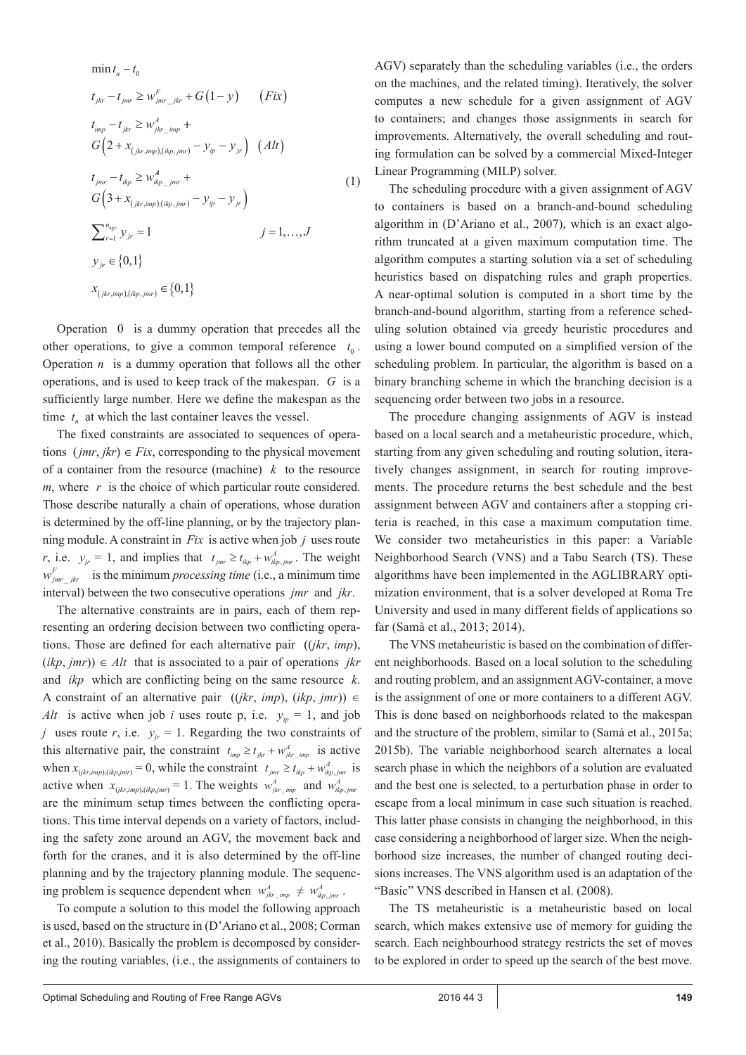$$
\begin{aligned}
&\min t_n - t_0 \\
&t_{jkr} - t_{jmr} \geq w^F_{jmr\_jkr} + G(1-y) \qquad (Fix) \\
&t_{imp} - t_{jkr} \geq w^A_{jkr\_imp} + \\
&G\left(2 + x_{(jkr,imp),(ikp,jmr)} - y_{ip} - y_{jr}\right) \quad (Alt) \\
&t_{jmr} - t_{ikp} \geq w^A_{ikp\_jmr} + \\
&G\left(3 + x_{(jkr,imp),(ikp,jmr)} - y_{ip} - y_{jr}\right) \\
&\sum_{r=1}^{n_{agv}} y_{jr} = 1 \qquad\qquad j = 1, \ldots, J \\
&y_{jr} \in \{0,1\} \\
&x_{(jkr,imp),(ikp,jmr)} \in \{0,1\}
\end{aligned}
\tag{1}
$$

Operation $0$ is a dummy operation that precedes all the other operations, to give a common temporal reference $t_0$. Operation $n$ is a dummy operation that follows all the other operations, and is used to keep track of the makespan. $G$ is a sufficiently large number. Here we define the makespan as the time $t_n$ at which the last container leaves the vessel.

The fixed constraints are associated to sequences of operations $(jmr, jkr) \in Fix$, corresponding to the physical movement of a container from the resource (machine) $k$ to the resource $m$, where $r$ is the choice of which particular route considered. Those describe naturally a chain of operations, whose duration is determined by the off-line planning, or by the trajectory planning module. A constraint in $Fix$ is active when job $j$ uses route $r$, i.e. $y_{jr} = 1$, and implies that $t_{jmr} \geq t_{ikp} + w^A_{ikp,jmr}$. The weight $w^F_{jmr\_jkr}$ is the minimum *processing time* (i.e., a minimum time interval) between the two consecutive operations $jmr$ and $jkr$.

The alternative constraints are in pairs, each of them representing an ordering decision between two conflicting operations. Those are defined for each alternative pair $((jkr, imp), (ikp, jmr)) \in Alt$ that is associated to a pair of operations $jkr$ and $ikp$ which are conflicting being on the same resource $k$. A constraint of an alternative pair $((jkr, imp), (ikp, jmr)) \in Alt$ is active when job $i$ uses route p, i.e. $y_{ip} = 1$, and job $j$ uses route $r$, i.e. $y_{jr} = 1$. Regarding the two constraints of this alternative pair, the constraint $t_{imp} \geq t_{jkr} + w^A_{jkr\_imp}$ is active when $x_{(jkr,imp),(ikp,jmr)} = 0$, while the constraint $t_{jmr} \geq t_{ikp} + w^A_{ikp,jmr}$ is active when $x_{(jkr,imp),(ikp,jmr)} = 1$. The weights $w^A_{jkr\_imp}$ and $w^A_{ikp,jmr}$ are the minimum setup times between the conflicting operations. This time interval depends on a variety of factors, including the safety zone around an AGV, the movement back and forth for the cranes, and it is also determined by the off-line planning and by the trajectory planning module. The sequencing problem is sequence dependent when $w^A_{jkr\_imp} \neq w^A_{ikp,jmr}$.

To compute a solution to this model the following approach is used, based on the structure in (D'Ariano et al., 2008; Corman et al., 2010). Basically the problem is decomposed by considering the routing variables, (i.e., the assignments of containers to AGV) separately than the scheduling variables (i.e., the orders on the machines, and the related timing). Iteratively, the solver computes a new schedule for a given assignment of AGV to containers; and changes those assignments in search for improvements. Alternatively, the overall scheduling and routing formulation can be solved by a commercial Mixed-Integer Linear Programming (MILP) solver.

The scheduling procedure with a given assignment of AGV to containers is based on a branch-and-bound scheduling algorithm in (D'Ariano et al., 2007), which is an exact algorithm truncated at a given maximum computation time. The algorithm computes a starting solution via a set of scheduling heuristics based on dispatching rules and graph properties. A near-optimal solution is computed in a short time by the branch-and-bound algorithm, starting from a reference scheduling solution obtained via greedy heuristic procedures and using a lower bound computed on a simplified version of the scheduling problem. In particular, the algorithm is based on a binary branching scheme in which the branching decision is a sequencing order between two jobs in a resource.

The procedure changing assignments of AGV is instead based on a local search and a metaheuristic procedure, which, starting from any given scheduling and routing solution, iteratively changes assignment, in search for routing improvements. The procedure returns the best schedule and the best assignment between AGV and containers after a stopping criteria is reached, in this case a maximum computation time. We consider two metaheuristics in this paper: a Variable Neighborhood Search (VNS) and a Tabu Search (TS). These algorithms have been implemented in the AGLIBRARY optimization environment, that is a solver developed at Roma Tre University and used in many different fields of applications so far (Samà et al., 2013; 2014).

The VNS metaheuristic is based on the combination of different neighborhoods. Based on a local solution to the scheduling and routing problem, and an assignment AGV-container, a move is the assignment of one or more containers to a different AGV. This is done based on neighborhoods related to the makespan and the structure of the problem, similar to (Samà et al., 2015a; 2015b). The variable neighborhood search alternates a local search phase in which the neighbors of a solution are evaluated and the best one is selected, to a perturbation phase in order to escape from a local minimum in case such situation is reached. This latter phase consists in changing the neighborhood, in this case considering a neighborhood of larger size. When the neighborhood size increases, the number of changed routing decisions increases. The VNS algorithm used is an adaptation of the "Basic" VNS described in Hansen et al. (2008).

The TS metaheuristic is a metaheuristic based on local search, which makes extensive use of memory for guiding the search. Each neighbourhood strategy restricts the set of moves to be explored in order to speed up the search of the best move.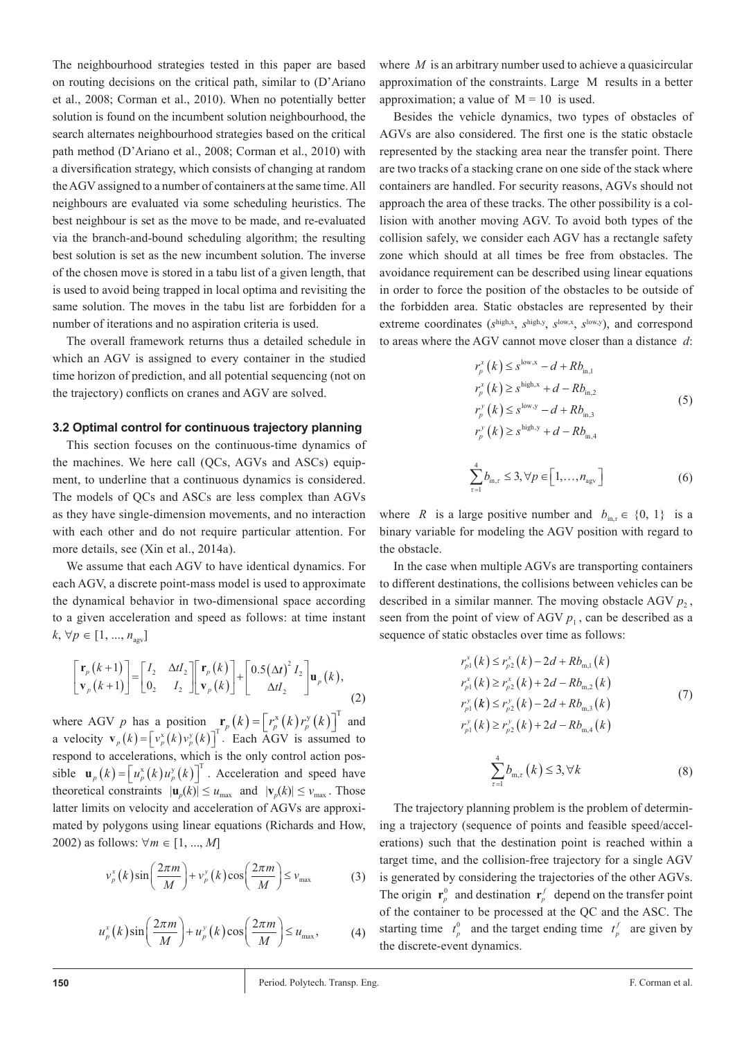The neighbourhood strategies tested in this paper are based on routing decisions on the critical path, similar to (D'Ariano et al., 2008; Corman et al., 2010). When no potentially better solution is found on the incumbent solution neighbourhood, the search alternates neighbourhood strategies based on the critical path method (D'Ariano et al., 2008; Corman et al., 2010) with a diversification strategy, which consists of changing at random the AGV assigned to a number of containers at the same time. All neighbours are evaluated via some scheduling heuristics. The best neighbour is set as the move to be made, and re-evaluated via the branch-and-bound scheduling algorithm; the resulting best solution is set as the new incumbent solution. The inverse of the chosen move is stored in a tabu list of a given length, that is used to avoid being trapped in local optima and revisiting the same solution. The moves in the tabu list are forbidden for a number of iterations and no aspiration criteria is used.

The overall framework returns thus a detailed schedule in which an AGV is assigned to every container in the studied time horizon of prediction, and all potential sequencing (not on the trajectory) conflicts on cranes and AGV are solved.

### 3.2 Optimal control for continuous trajectory planning

This section focuses on the continuous-time dynamics of the machines. We here call (QCs, AGVs and ASCs) equipment, to underline that a continuous dynamics is considered. The models of QCs and ASCs are less complex than AGVs as they have single-dimension movements, and no interaction with each other and do not require particular attention. For more details, see (Xin et al., 2014a).

We assume that each AGV to have identical dynamics. For each AGV, a discrete point-mass model is used to approximate the dynamical behavior in two-dimensional space according to a given acceleration and speed as follows: at time instant $k$, $\forall p \in [1, ..., n_{\text{agv}}]$

$$\begin{bmatrix} \mathbf{r}_p(k+1) \\ \mathbf{v}_p(k+1) \end{bmatrix} = \begin{bmatrix} I_2 & \Delta t I_2 \\ 0_2 & I_2 \end{bmatrix} \begin{bmatrix} \mathbf{r}_p(k) \\ \mathbf{v}_p(k) \end{bmatrix} + \begin{bmatrix} 0.5(\Delta t)^2 I_2 \\ \Delta t I_2 \end{bmatrix} \mathbf{u}_p(k), \tag{2}$$

where AGV $p$ has a position $\mathbf{r}_p(k) = \left[ r_p^x(k)\, r_p^y(k) \right]^{\mathrm{T}}$ and a velocity $\mathbf{v}_p(k) = \left[ v_p^x(k)\, v_p^y(k) \right]^{\mathrm{T}}$. Each AGV is assumed to respond to accelerations, which is the only control action possible $\mathbf{u}_p(k) = \left[ u_p^x(k)\, u_p^y(k) \right]^{\mathrm{T}}$. Acceleration and speed have theoretical constraints $|\mathbf{u}_p(k)| \le u_{\max}$ and $|\mathbf{v}_p(k)| \le v_{\max}$. Those latter limits on velocity and acceleration of AGVs are approximated by polygons using linear equations (Richards and How, 2002) as follows: $\forall m \in [1, ..., M]$

$$v_p^x(k)\sin\left(\frac{2\pi m}{M}\right) + v_p^y(k)\cos\left(\frac{2\pi m}{M}\right) \le v_{\max} \tag{3}$$

$$u_p^x(k)\sin\left(\frac{2\pi m}{M}\right) + u_p^y(k)\cos\left(\frac{2\pi m}{M}\right) \le u_{\max}, \tag{4}$$

where $M$ is an arbitrary number used to achieve a quasicircular approximation of the constraints. Large M results in a better approximation; a value of $M = 10$ is used.

Besides the vehicle dynamics, two types of obstacles of AGVs are also considered. The first one is the static obstacle represented by the stacking area near the transfer point. There are two tracks of a stacking crane on one side of the stack where containers are handled. For security reasons, AGVs should not approach the area of these tracks. The other possibility is a collision with another moving AGV. To avoid both types of the collision safely, we consider each AGV has a rectangle safety zone which should at all times be free from obstacles. The avoidance requirement can be described using linear equations in order to force the position of the obstacles to be outside of the forbidden area. Static obstacles are represented by their extreme coordinates ($s^{\text{high,x}}$, $s^{\text{high,y}}$, $s^{\text{low,x}}$, $s^{\text{low,y}}$), and correspond to areas where the AGV cannot move closer than a distance $d$:

$$\begin{aligned} r_p^x(k) &\le s^{\text{low,x}} - d + Rb_{\text{in},1} \\ r_p^x(k) &\ge s^{\text{high,x}} + d - Rb_{\text{in},2} \\ r_p^y(k) &\le s^{\text{low,y}} - d + Rb_{\text{in},3} \\ r_p^y(k) &\ge s^{\text{high,y}} + d - Rb_{\text{in},4} \end{aligned} \tag{5}$$

$$\sum_{\tau=1}^{4} b_{\text{in},\tau} \le 3, \forall p \in \left[1, \ldots, n_{\text{agv}}\right] \tag{6}$$

where $R$ is a large positive number and $b_{\text{in},\tau} \in \{0, 1\}$ is a binary variable for modeling the AGV position with regard to the obstacle.

In the case when multiple AGVs are transporting containers to different destinations, the collisions between vehicles can be described in a similar manner. The moving obstacle AGV $p_2$, seen from the point of view of AGV $p_1$, can be described as a sequence of static obstacles over time as follows:

$$\begin{aligned} r_{p1}^x(k) &\le r_{p2}^x(k) - 2d + Rb_{\text{m},1}(k) \\ r_{p1}^x(k) &\ge r_{p2}^x(k) + 2d - Rb_{\text{m},2}(k) \\ r_{p1}^y(k) &\le r_{p2}^y(k) - 2d + Rb_{\text{m},3}(k) \\ r_{p1}^y(k) &\ge r_{p2}^y(k) + 2d - Rb_{\text{m},4}(k) \end{aligned} \tag{7}$$

$$\sum_{\tau=1}^{4} b_{\text{m},\tau}(k) \le 3, \forall k \tag{8}$$

The trajectory planning problem is the problem of determining a trajectory (sequence of points and feasible speed/accelerations) such that the destination point is reached within a target time, and the collision-free trajectory for a single AGV is generated by considering the trajectories of the other AGVs. The origin $\mathbf{r}_p^0$ and destination $\mathbf{r}_p^f$ depend on the transfer point of the container to be processed at the QC and the ASC. The starting time $t_p^0$ and the target ending time $t_p^f$ are given by the discrete-event dynamics.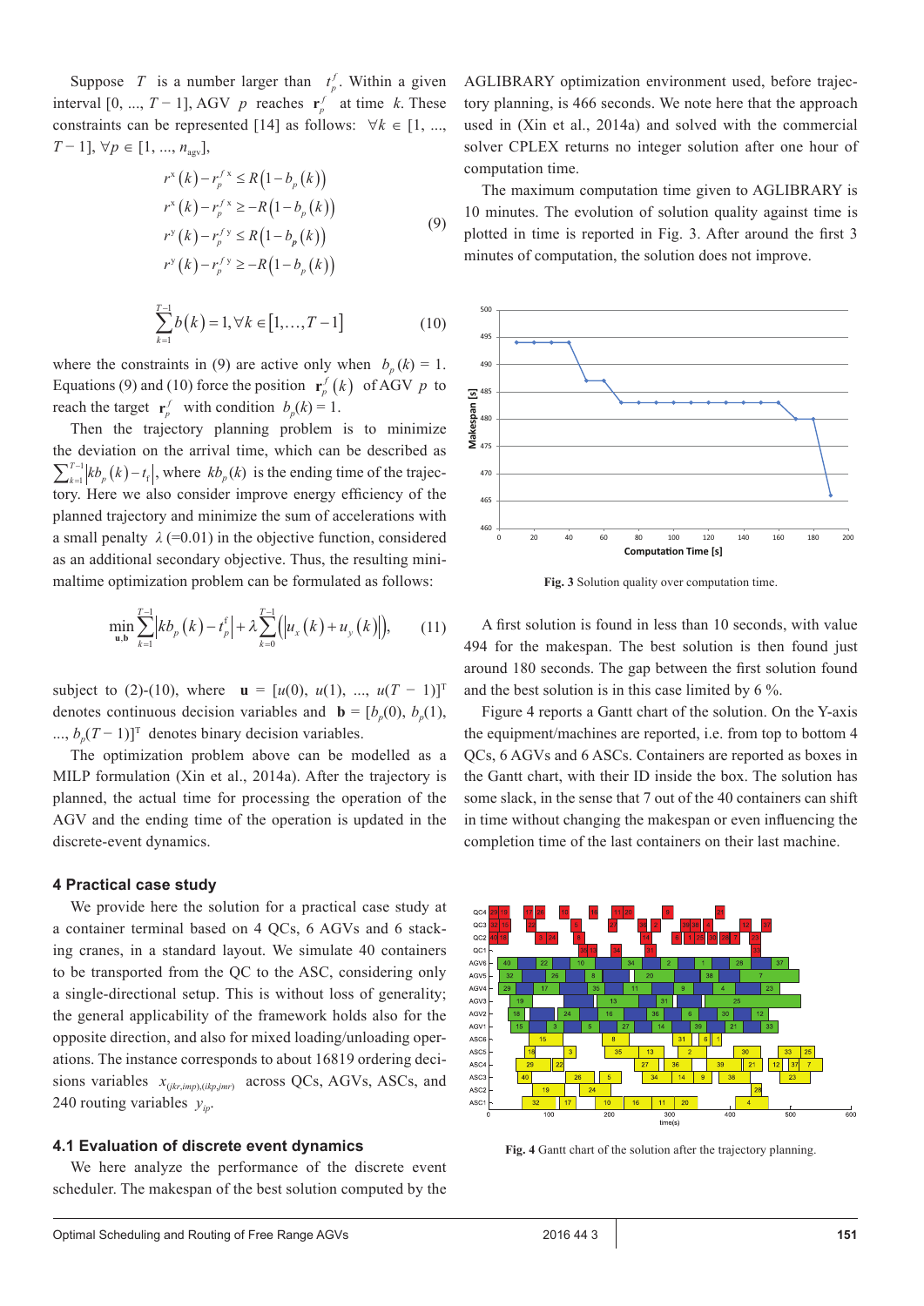Suppose $T$ is a number larger than $t_p^f$. Within a given interval $[0, ..., T-1]$, AGV $p$ reaches $\mathbf{r}_p^f$ at time $k$. These constraints can be represented [14] as follows: $\forall k \in [1, ..., T-1]$, $\forall p \in [1, ..., n_{agv}]$,

$$
\begin{aligned}
r^x(k) - r_p^{f\,x} &\le R\left(1 - b_p(k)\right) \\
r^x(k) - r_p^{f\,x} &\ge -R\left(1 - b_p(k)\right) \\
r^y(k) - r_p^{f\,y} &\le R\left(1 - b_p(k)\right) \\
r^y(k) - r_p^{f\,y} &\ge -R\left(1 - b_p(k)\right)
\end{aligned}
\tag{9}
$$

$$
\sum_{k=1}^{T-1} b(k) = 1, \forall k \in [1, \ldots, T-1] \tag{10}
$$

where the constraints in (9) are active only when $b_p(k) = 1$. Equations (9) and (10) force the position $\mathbf{r}_p^f(k)$ of AGV $p$ to reach the target $\mathbf{r}_p^f$ with condition $b_p(k) = 1$.

Then the trajectory planning problem is to minimize the deviation on the arrival time, which can be described as $\sum_{k=1}^{T-1} |kb_p(k) - t_{\mathrm{f}}|$, where $kb_p(k)$ is the ending time of the trajectory. Here we also consider improve energy efficiency of the planned trajectory and minimize the sum of accelerations with a small penalty $\lambda$ (=0.01) in the objective function, considered as an additional secondary objective. Thus, the resulting minimal time optimization problem can be formulated as follows:

$$
\min_{\mathbf{u},\mathbf{b}} \sum_{k=1}^{T-1} \left| kb_p(k) - t_p^f \right| + \lambda \sum_{k=0}^{T-1} \left( \left| u_x(k) + u_y(k) \right| \right), \tag{11}
$$

subject to (2)-(10), where $\mathbf{u} = [u(0), u(1), ..., u(T-1)]^{\mathrm{T}}$ denotes continuous decision variables and $\mathbf{b} = [b_p(0), b_p(1), ..., b_p(T-1)]^{\mathrm{T}}$ denotes binary decision variables.

The optimization problem above can be modelled as a MILP formulation (Xin et al., 2014a). After the trajectory is planned, the actual time for processing the operation of the AGV and the ending time of the operation is updated in the discrete-event dynamics.

## 4 Practical case study

We provide here the solution for a practical case study at a container terminal based on 4 QCs, 6 AGVs and 6 stacking cranes, in a standard layout. We simulate 40 containers to be transported from the QC to the ASC, considering only a single-directional setup. This is without loss of generality; the general applicability of the framework holds also for the opposite direction, and also for mixed loading/unloading operations. The instance corresponds to about 16819 ordering decisions variables $x_{(jkr,imp),(ikp,jmr)}$ across QCs, AGVs, ASCs, and 240 routing variables $y_{ip}$.

### 4.1 Evaluation of discrete event dynamics

We here analyze the performance of the discrete event scheduler. The makespan of the best solution computed by the AGLIBRARY optimization environment used, before trajectory planning, is 466 seconds. We note here that the approach used in (Xin et al., 2014a) and solved with the commercial solver CPLEX returns no integer solution after one hour of computation time.

The maximum computation time given to AGLIBRARY is 10 minutes. The evolution of solution quality against time is plotted in time is reported in Fig. 3. After around the first 3 minutes of computation, the solution does not improve.

Makespan [s]
Computation Time [s]
500
495
490
485
480
475
470
465
460
0 20 40 60 80 100 120 140 160 180 200

**Fig. 3** Solution quality over computation time.

A first solution is found in less than 10 seconds, with value 494 for the makespan. The best solution is then found just around 180 seconds. The gap between the first solution found and the best solution is in this case limited by 6 %.

Figure 4 reports a Gantt chart of the solution. On the Y-axis the equipment/machines are reported, i.e. from top to bottom 4 QCs, 6 AGVs and 6 ASCs. Containers are reported as boxes in the Gantt chart, with their ID inside the box. The solution has some slack, in the sense that 7 out of the 40 containers can shift in time without changing the makespan or even influencing the completion time of the last containers on their last machine.

QC4
QC3
QC2
QC1
AGV6
AGV5
AGV4
AGV3
AGV2
AGV1
ASC6
ASC5
ASC4
ASC3
ASC2
ASC1
0 100 200 300 400 500 600
time(s)

**Fig. 4** Gantt chart of the solution after the trajectory planning.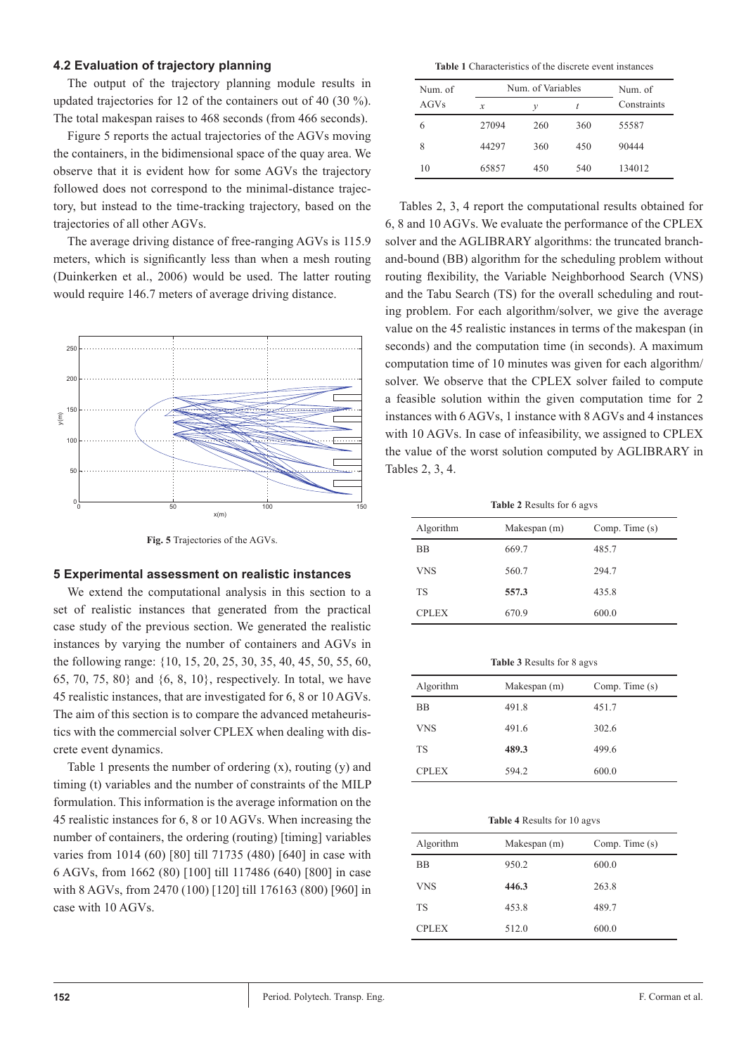### 4.2 Evaluation of trajectory planning

The output of the trajectory planning module results in updated trajectories for 12 of the containers out of 40 (30 %). The total makespan raises to 468 seconds (from 466 seconds).

Figure 5 reports the actual trajectories of the AGVs moving the containers, in the bidimensional space of the quay area. We observe that it is evident how for some AGVs the trajectory followed does not correspond to the minimal-distance trajectory, but instead to the time-tracking trajectory, based on the trajectories of all other AGVs.

The average driving distance of free-ranging AGVs is 115.9 meters, which is significantly less than when a mesh routing (Duinkerken et al., 2006) would be used. The latter routing would require 146.7 meters of average driving distance.

250
200
150
100
50
0
y(m)
0
50
100
150
x(m)

**Fig. 5** Trajectories of the AGVs.

## 5 Experimental assessment on realistic instances

We extend the computational analysis in this section to a set of realistic instances that generated from the practical case study of the previous section. We generated the realistic instances by varying the number of containers and AGVs in the following range: {10, 15, 20, 25, 30, 35, 40, 45, 50, 55, 60, 65, 70, 75, 80} and {6, 8, 10}, respectively. In total, we have 45 realistic instances, that are investigated for 6, 8 or 10 AGVs. The aim of this section is to compare the advanced metaheuristics with the commercial solver CPLEX when dealing with discrete event dynamics.

Table 1 presents the number of ordering (x), routing (y) and timing (t) variables and the number of constraints of the MILP formulation. This information is the average information on the 45 realistic instances for 6, 8 or 10 AGVs. When increasing the number of containers, the ordering (routing) [timing] variables varies from 1014 (60) [80] till 71735 (480) [640] in case with 6 AGVs, from 1662 (80) [100] till 117486 (640) [800] in case with 8 AGVs, from 2470 (100) [120] till 176163 (800) [960] in case with 10 AGVs.

**Table 1** Characteristics of the discrete event instances

| Num. of AGVs | Num. of Variables | | | Num. of Constraints |
|---|---|---|---|---|
| | $x$ | $y$ | $t$ | |
| 6 | 27094 | 260 | 360 | 55587 |
| 8 | 44297 | 360 | 450 | 90444 |
| 10 | 65857 | 450 | 540 | 134012 |

Tables 2, 3, 4 report the computational results obtained for 6, 8 and 10 AGVs. We evaluate the performance of the CPLEX solver and the AGLIBRARY algorithms: the truncated branch-and-bound (BB) algorithm for the scheduling problem without routing flexibility, the Variable Neighborhood Search (VNS) and the Tabu Search (TS) for the overall scheduling and routing problem. For each algorithm/solver, we give the average value on the 45 realistic instances in terms of the makespan (in seconds) and the computation time (in seconds). A maximum computation time of 10 minutes was given for each algorithm/solver. We observe that the CPLEX solver failed to compute a feasible solution within the given computation time for 2 instances with 6 AGVs, 1 instance with 8 AGVs and 4 instances with 10 AGVs. In case of infeasibility, we assigned to CPLEX the value of the worst solution computed by AGLIBRARY in Tables 2, 3, 4.

**Table 2** Results for 6 agvs

| Algorithm | Makespan (m) | Comp. Time (s) |
|---|---|---|
| BB | 669.7 | 485.7 |
| VNS | 560.7 | 294.7 |
| TS | **557.3** | 435.8 |
| CPLEX | 670.9 | 600.0 |

**Table 3** Results for 8 agvs

| Algorithm | Makespan (m) | Comp. Time (s) |
|---|---|---|
| BB | 491.8 | 451.7 |
| VNS | 491.6 | 302.6 |
| TS | **489.3** | 499.6 |
| CPLEX | 594.2 | 600.0 |

**Table 4** Results for 10 agvs

| Algorithm | Makespan (m) | Comp. Time (s) |
|---|---|---|
| BB | 950.2 | 600.0 |
| VNS | **446.3** | 263.8 |
| TS | 453.8 | 489.7 |
| CPLEX | 512.0 | 600.0 |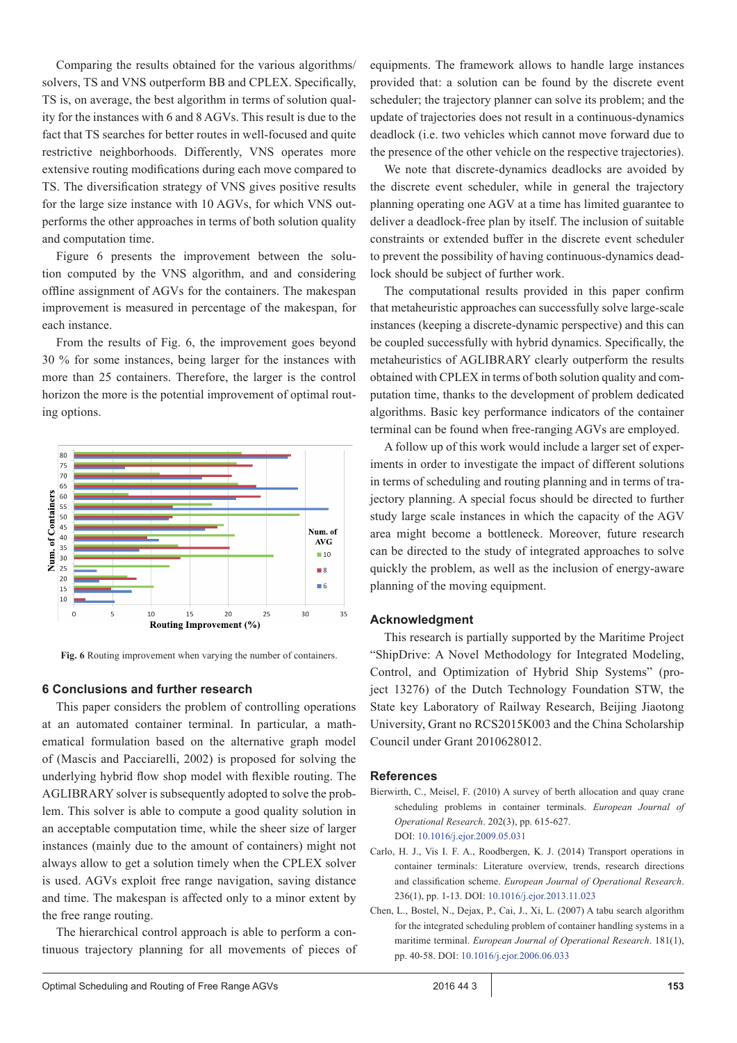Comparing the results obtained for the various algorithms/solvers, TS and VNS outperform BB and CPLEX. Specifically, TS is, on average, the best algorithm in terms of solution quality for the instances with 6 and 8 AGVs. This result is due to the fact that TS searches for better routes in well-focused and quite restrictive neighborhoods. Differently, VNS operates more extensive routing modifications during each move compared to TS. The diversification strategy of VNS gives positive results for the large size instance with 10 AGVs, for which VNS outperforms the other approaches in terms of both solution quality and computation time.

Figure 6 presents the improvement between the solution computed by the VNS algorithm, and and considering offline assignment of AGVs for the containers. The makespan improvement is measured in percentage of the makespan, for each instance.

From the results of Fig. 6, the improvement goes beyond 30 % for some instances, being larger for the instances with more than 25 containers. Therefore, the larger is the control horizon the more is the potential improvement of optimal routing options.

Num. of Containers
80
75
70
65
60
55
50
45
40
35
30
25
20
15
10
0
5
10
15
20
25
30
35
Routing Improvement (%)
Num. of AVG
10
8
6

**Fig. 6** Routing improvement when varying the number of containers.

## 6 Conclusions and further research

This paper considers the problem of controlling operations at an automated container terminal. In particular, a mathematical formulation based on the alternative graph model of (Mascis and Pacciarelli, 2002) is proposed for solving the underlying hybrid flow shop model with flexible routing. The AGLIBRARY solver is subsequently adopted to solve the problem. This solver is able to compute a good quality solution in an acceptable computation time, while the sheer size of larger instances (mainly due to the amount of containers) might not always allow to get a solution timely when the CPLEX solver is used. AGVs exploit free range navigation, saving distance and time. The makespan is affected only to a minor extent by the free range routing.

The hierarchical control approach is able to perform a continuous trajectory planning for all movements of pieces of equipments. The framework allows to handle large instances provided that: a solution can be found by the discrete event scheduler; the trajectory planner can solve its problem; and the update of trajectories does not result in a continuous-dynamics deadlock (i.e. two vehicles which cannot move forward due to the presence of the other vehicle on the respective trajectories).

We note that discrete-dynamics deadlocks are avoided by the discrete event scheduler, while in general the trajectory planning operating one AGV at a time has limited guarantee to deliver a deadlock-free plan by itself. The inclusion of suitable constraints or extended buffer in the discrete event scheduler to prevent the possibility of having continuous-dynamics deadlock should be subject of further work.

The computational results provided in this paper confirm that metaheuristic approaches can successfully solve large-scale instances (keeping a discrete-dynamic perspective) and this can be coupled successfully with hybrid dynamics. Specifically, the metaheuristics of AGLIBRARY clearly outperform the results obtained with CPLEX in terms of both solution quality and computation time, thanks to the development of problem dedicated algorithms. Basic key performance indicators of the container terminal can be found when free-ranging AGVs are employed.

A follow up of this work would include a larger set of experiments in order to investigate the impact of different solutions in terms of scheduling and routing planning and in terms of trajectory planning. A special focus should be directed to further study large scale instances in which the capacity of the AGV area might become a bottleneck. Moreover, future research can be directed to the study of integrated approaches to solve quickly the problem, as well as the inclusion of energy-aware planning of the moving equipment.

## Acknowledgment

This research is partially supported by the Maritime Project "ShipDrive: A Novel Methodology for Integrated Modeling, Control, and Optimization of Hybrid Ship Systems" (project 13276) of the Dutch Technology Foundation STW, the State key Laboratory of Railway Research, Beijing Jiaotong University, Grant no RCS2015K003 and the China Scholarship Council under Grant 2010628012.

## References

Bierwirth, C., Meisel, F. (2010) A survey of berth allocation and quay crane scheduling problems in container terminals. *European Journal of Operational Research*. 202(3), pp. 615-627. DOI: 10.1016/j.ejor.2009.05.031

Carlo, H. J., Vis I. F. A., Roodbergen, K. J. (2014) Transport operations in container terminals: Literature overview, trends, research directions and classification scheme. *European Journal of Operational Research*. 236(1), pp. 1-13. DOI: 10.1016/j.ejor.2013.11.023

Chen, L., Bostel, N., Dejax, P., Cai, J., Xi, L. (2007) A tabu search algorithm for the integrated scheduling problem of container handling systems in a maritime terminal. *European Journal of Operational Research*. 181(1), pp. 40-58. DOI: 10.1016/j.ejor.2006.06.033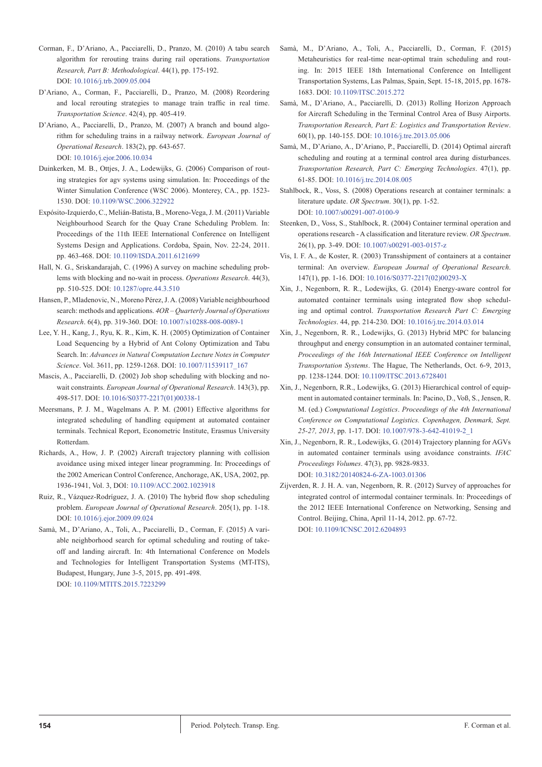Corman, F., D'Ariano, A., Pacciarelli, D., Pranzo, M. (2010) A tabu search algorithm for rerouting trains during rail operations. *Transportation Research, Part B: Methodological*. 44(1), pp. 175-192. DOI: 10.1016/j.trb.2009.05.004

D'Ariano, A., Corman, F., Pacciarelli, D., Pranzo, M. (2008) Reordering and local rerouting strategies to manage train traffic in real time. *Transportation Science*. 42(4), pp. 405-419.

D'Ariano, A., Pacciarelli, D., Pranzo, M. (2007) A branch and bound algorithm for scheduling trains in a railway network. *European Journal of Operational Research*. 183(2), pp. 643-657. DOI: 10.1016/j.ejor.2006.10.034

Duinkerken, M. B., Ottjes, J. A., Lodewijks, G. (2006) Comparison of routing strategies for agv systems using simulation. In: Proceedings of the Winter Simulation Conference (WSC 2006). Monterey, CA., pp. 1523-1530. DOI: 10.1109/WSC.2006.322922

Expósito-Izquierdo, C., Melián-Batista, B., Moreno-Vega, J. M. (2011) Variable Neighbourhood Search for the Quay Crane Scheduling Problem. In: Proceedings of the 11th IEEE International Conference on Intelligent Systems Design and Applications. Cordoba, Spain, Nov. 22-24, 2011. pp. 463-468. DOI: 10.1109/ISDA.2011.6121699

Hall, N. G., Sriskandarajah, C. (1996) A survey on machine scheduling problems with blocking and no-wait in process. *Operations Research*. 44(3), pp. 510-525. DOI: 10.1287/opre.44.3.510

Hansen, P., Mladenovic, N., Moreno Pérez, J. A. (2008) Variable neighbourhood search: methods and applications. *4OR – Quarterly Journal of Operations Research*. 6(4), pp. 319-360. DOI: 10.1007/s10288-008-0089-1

Lee, Y. H., Kang, J., Ryu, K. R., Kim, K. H. (2005) Optimization of Container Load Sequencing by a Hybrid of Ant Colony Optimization and Tabu Search. In: *Advances in Natural Computation Lecture Notes in Computer Science*. Vol. 3611, pp. 1259-1268. DOI: 10.1007/11539117_167

Mascis, A., Pacciarelli, D. (2002) Job shop scheduling with blocking and no-wait constraints. *European Journal of Operational Research*. 143(3), pp. 498-517. DOI: 10.1016/S0377-2217(01)00338-1

Meersmans, P. J. M., Wagelmans A. P. M. (2001) Effective algorithms for integrated scheduling of handling equipment at automated container terminals. Technical Report, Econometric Institute, Erasmus University Rotterdam.

Richards, A., How, J. P. (2002) Aircraft trajectory planning with collision avoidance using mixed integer linear programming. In: Proceedings of the 2002 American Control Conference, Anchorage, AK, USA, 2002, pp. 1936-1941, Vol. 3, DOI: 10.1109/ACC.2002.1023918

Ruiz, R., Vázquez-Rodríguez, J. A. (2010) The hybrid flow shop scheduling problem. *European Journal of Operational Research*. 205(1), pp. 1-18. DOI: 10.1016/j.ejor.2009.09.024

Samà, M., D'Ariano, A., Toli, A., Pacciarelli, D., Corman, F. (2015) A variable neighborhood search for optimal scheduling and routing of take-off and landing aircraft. In: 4th International Conference on Models and Technologies for Intelligent Transportation Systems (MT-ITS), Budapest, Hungary, June 3-5, 2015, pp. 491-498. DOI: 10.1109/MTITS.2015.7223299

Samà, M., D'Ariano, A., Toli, A., Pacciarelli, D., Corman, F. (2015) Metaheuristics for real-time near-optimal train scheduling and routing. In: 2015 IEEE 18th International Conference on Intelligent Transportation Systems, Las Palmas, Spain, Sept. 15-18, 2015, pp. 1678-1683. DOI: 10.1109/ITSC.2015.272

Samà, M., D'Ariano, A., Pacciarelli, D. (2013) Rolling Horizon Approach for Aircraft Scheduling in the Terminal Control Area of Busy Airports. *Transportation Research, Part E: Logistics and Transportation Review*. 60(1), pp. 140-155. DOI: 10.1016/j.tre.2013.05.006

Samà, M., D'Ariano, A., D'Ariano, P., Pacciarelli, D. (2014) Optimal aircraft scheduling and routing at a terminal control area during disturbances. *Transportation Research, Part C: Emerging Technologies*. 47(1), pp. 61-85. DOI: 10.1016/j.trc.2014.08.005

Stahlbock, R., Voss, S. (2008) Operations research at container terminals: a literature update. *OR Spectrum*. 30(1), pp. 1-52. DOI: 10.1007/s00291-007-0100-9

Steenken, D., Voss, S., Stahlbock, R. (2004) Container terminal operation and operations research - A classification and literature review. *OR Spectrum*. 26(1), pp. 3-49. DOI: 10.1007/s00291-003-0157-z

Vis, I. F. A., de Koster, R. (2003) Transshipment of containers at a container terminal: An overview. *European Journal of Operational Research*. 147(1), pp. 1-16. DOI: 10.1016/S0377-2217(02)00293-X

Xin, J., Negenborn, R. R., Lodewijks, G. (2014) Energy-aware control for automated container terminals using integrated flow shop scheduling and optimal control. *Transportation Research Part C: Emerging Technologies*. 44, pp. 214-230. DOI: 10.1016/j.trc.2014.03.014

Xin, J., Negenborn, R. R., Lodewijks, G. (2013) Hybrid MPC for balancing throughput and energy consumption in an automated container terminal, *Proceedings of the 16th International IEEE Conference on Intelligent Transportation Systems*. The Hague, The Netherlands, Oct. 6-9, 2013, pp. 1238-1244. DOI: 10.1109/ITSC.2013.6728401

Xin, J., Negenborn, R.R., Lodewijks, G. (2013) Hierarchical control of equipment in automated container terminals. In: Pacino, D., Voß, S., Jensen, R. M. (ed.) *Computational Logistics*. *Proceedings of the 4th International Conference on Computational Logistics. Copenhagen, Denmark, Sept. 25-27, 2013*, pp. 1-17. DOI: 10.1007/978-3-642-41019-2_1

Xin, J., Negenborn, R. R., Lodewijks, G. (2014) Trajectory planning for AGVs in automated container terminals using avoidance constraints. *IFAC Proceedings Volumes*. 47(3), pp. 9828-9833. DOI: 10.3182/20140824-6-ZA-1003.01306

Zijverden, R. J. H. A. van, Negenborn, R. R. (2012) Survey of approaches for integrated control of intermodal container terminals. In: Proceedings of the 2012 IEEE International Conference on Networking, Sensing and Control. Beijing, China, April 11-14, 2012. pp. 67-72. DOI: 10.1109/ICNSC.2012.6204893